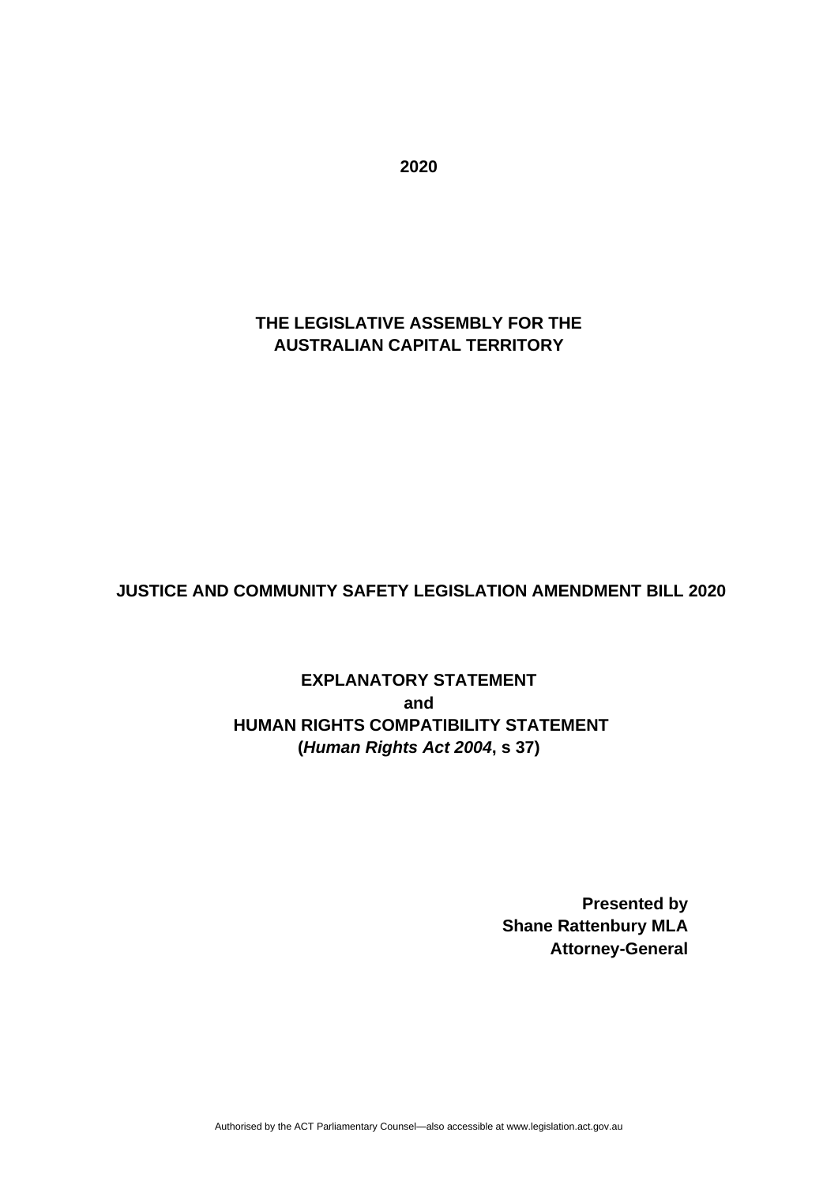**2020**

**THE LEGISLATIVE ASSEMBLY FOR THE AUSTRALIAN CAPITAL TERRITORY**

# JUSTICE AND COMMUNITY SAFETY LEGISLATION AMENDMENT BILL 2020

## EXPLANATORY STATEMENT
**and**
## HUMAN RIGHTS COMPATIBILITY STATEMENT
**(*Human Rights Act 2004*, s 37)**

**Presented by**
**Shane Rattenbury MLA**
**Attorney-General**

Authorised by the ACT Parliamentary Counsel—also accessible at www.legislation.act.gov.au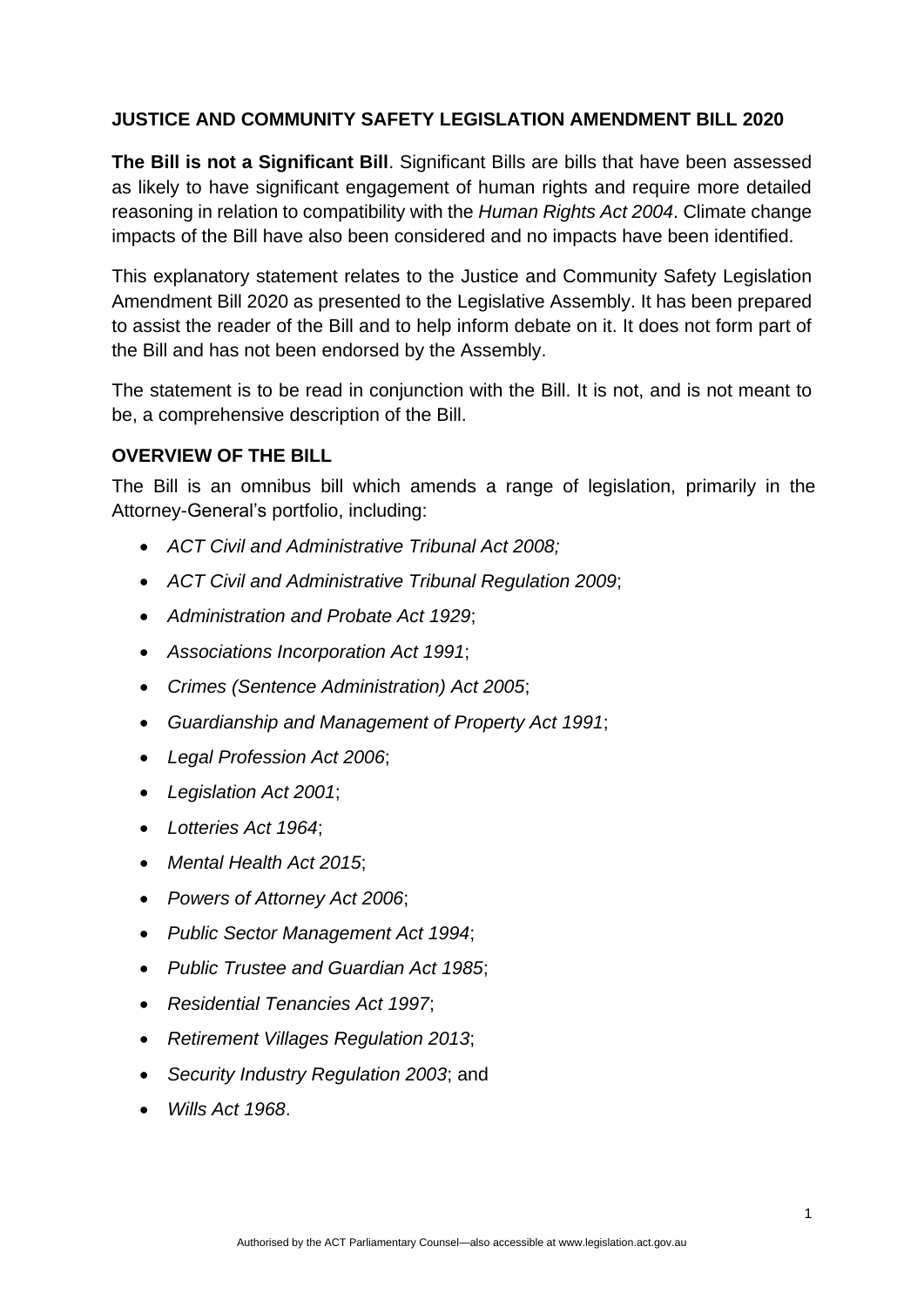**JUSTICE AND COMMUNITY SAFETY LEGISLATION AMENDMENT BILL 2020**

**The Bill is not a Significant Bill**. Significant Bills are bills that have been assessed as likely to have significant engagement of human rights and require more detailed reasoning in relation to compatibility with the *Human Rights Act 2004*. Climate change impacts of the Bill have also been considered and no impacts have been identified.

This explanatory statement relates to the Justice and Community Safety Legislation Amendment Bill 2020 as presented to the Legislative Assembly. It has been prepared to assist the reader of the Bill and to help inform debate on it. It does not form part of the Bill and has not been endorsed by the Assembly.

The statement is to be read in conjunction with the Bill. It is not, and is not meant to be, a comprehensive description of the Bill.

**OVERVIEW OF THE BILL**

The Bill is an omnibus bill which amends a range of legislation, primarily in the Attorney-General's portfolio, including:

- *ACT Civil and Administrative Tribunal Act 2008;*
- *ACT Civil and Administrative Tribunal Regulation 2009*;
- *Administration and Probate Act 1929*;
- *Associations Incorporation Act 1991*;
- *Crimes (Sentence Administration) Act 2005*;
- *Guardianship and Management of Property Act 1991*;
- *Legal Profession Act 2006*;
- *Legislation Act 2001*;
- *Lotteries Act 1964*;
- *Mental Health Act 2015*;
- *Powers of Attorney Act 2006*;
- *Public Sector Management Act 1994*;
- *Public Trustee and Guardian Act 1985*;
- *Residential Tenancies Act 1997*;
- *Retirement Villages Regulation 2013*;
- *Security Industry Regulation 2003*; and
- *Wills Act 1968*.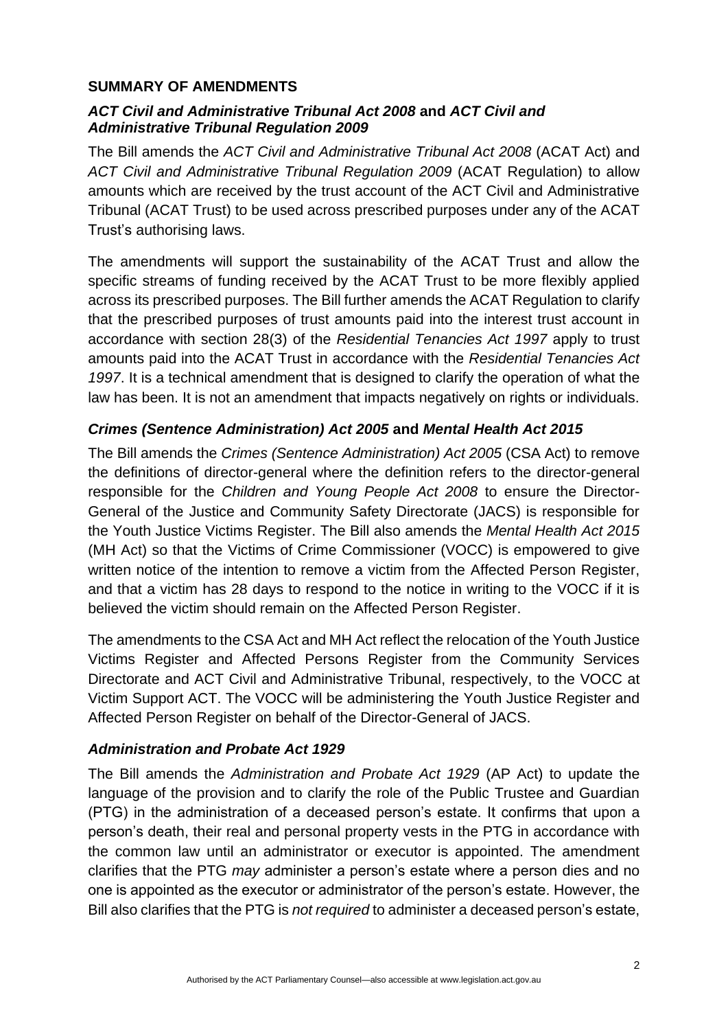## SUMMARY OF AMENDMENTS

### *ACT Civil and Administrative Tribunal Act 2008* and *ACT Civil and Administrative Tribunal Regulation 2009*

The Bill amends the *ACT Civil and Administrative Tribunal Act 2008* (ACAT Act) and *ACT Civil and Administrative Tribunal Regulation 2009* (ACAT Regulation) to allow amounts which are received by the trust account of the ACT Civil and Administrative Tribunal (ACAT Trust) to be used across prescribed purposes under any of the ACAT Trust's authorising laws.

The amendments will support the sustainability of the ACAT Trust and allow the specific streams of funding received by the ACAT Trust to be more flexibly applied across its prescribed purposes. The Bill further amends the ACAT Regulation to clarify that the prescribed purposes of trust amounts paid into the interest trust account in accordance with section 28(3) of the *Residential Tenancies Act 1997* apply to trust amounts paid into the ACAT Trust in accordance with the *Residential Tenancies Act 1997*. It is a technical amendment that is designed to clarify the operation of what the law has been. It is not an amendment that impacts negatively on rights or individuals.

### *Crimes (Sentence Administration) Act 2005* and *Mental Health Act 2015*

The Bill amends the *Crimes (Sentence Administration) Act 2005* (CSA Act) to remove the definitions of director-general where the definition refers to the director-general responsible for the *Children and Young People Act 2008* to ensure the Director-General of the Justice and Community Safety Directorate (JACS) is responsible for the Youth Justice Victims Register. The Bill also amends the *Mental Health Act 2015* (MH Act) so that the Victims of Crime Commissioner (VOCC) is empowered to give written notice of the intention to remove a victim from the Affected Person Register, and that a victim has 28 days to respond to the notice in writing to the VOCC if it is believed the victim should remain on the Affected Person Register.

The amendments to the CSA Act and MH Act reflect the relocation of the Youth Justice Victims Register and Affected Persons Register from the Community Services Directorate and ACT Civil and Administrative Tribunal, respectively, to the VOCC at Victim Support ACT. The VOCC will be administering the Youth Justice Register and Affected Person Register on behalf of the Director-General of JACS.

### *Administration and Probate Act 1929*

The Bill amends the *Administration and Probate Act 1929* (AP Act) to update the language of the provision and to clarify the role of the Public Trustee and Guardian (PTG) in the administration of a deceased person's estate. It confirms that upon a person's death, their real and personal property vests in the PTG in accordance with the common law until an administrator or executor is appointed. The amendment clarifies that the PTG *may* administer a person's estate where a person dies and no one is appointed as the executor or administrator of the person's estate. However, the Bill also clarifies that the PTG is *not required* to administer a deceased person's estate,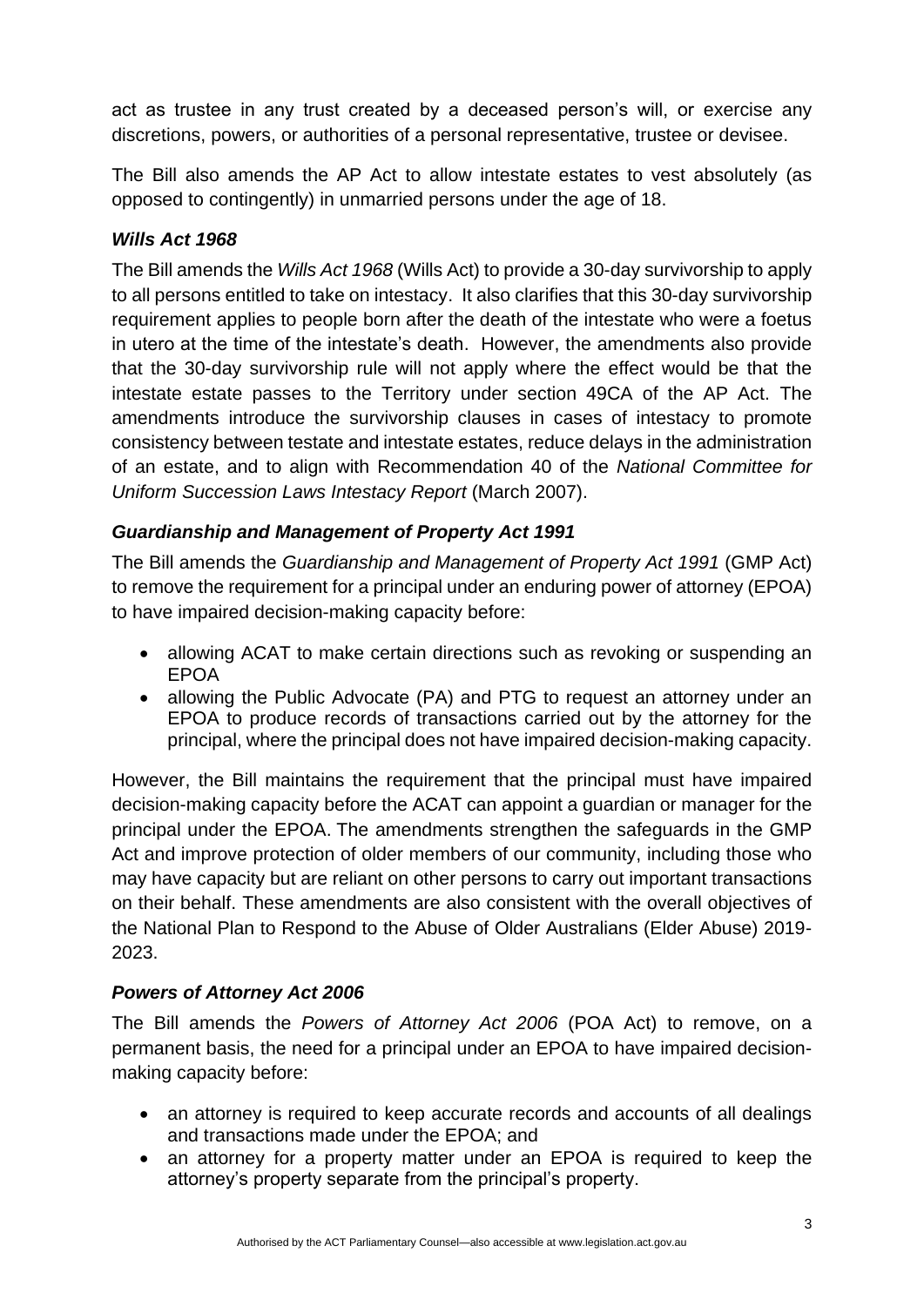act as trustee in any trust created by a deceased person's will, or exercise any discretions, powers, or authorities of a personal representative, trustee or devisee.

The Bill also amends the AP Act to allow intestate estates to vest absolutely (as opposed to contingently) in unmarried persons under the age of 18.

### *Wills Act 1968*

The Bill amends the *Wills Act 1968* (Wills Act) to provide a 30-day survivorship to apply to all persons entitled to take on intestacy. It also clarifies that this 30-day survivorship requirement applies to people born after the death of the intestate who were a foetus in utero at the time of the intestate's death. However, the amendments also provide that the 30-day survivorship rule will not apply where the effect would be that the intestate estate passes to the Territory under section 49CA of the AP Act. The amendments introduce the survivorship clauses in cases of intestacy to promote consistency between testate and intestate estates, reduce delays in the administration of an estate, and to align with Recommendation 40 of the *National Committee for Uniform Succession Laws Intestacy Report* (March 2007).

### *Guardianship and Management of Property Act 1991*

The Bill amends the *Guardianship and Management of Property Act 1991* (GMP Act) to remove the requirement for a principal under an enduring power of attorney (EPOA) to have impaired decision-making capacity before:

- allowing ACAT to make certain directions such as revoking or suspending an EPOA
- allowing the Public Advocate (PA) and PTG to request an attorney under an EPOA to produce records of transactions carried out by the attorney for the principal, where the principal does not have impaired decision-making capacity.

However, the Bill maintains the requirement that the principal must have impaired decision-making capacity before the ACAT can appoint a guardian or manager for the principal under the EPOA. The amendments strengthen the safeguards in the GMP Act and improve protection of older members of our community, including those who may have capacity but are reliant on other persons to carry out important transactions on their behalf. These amendments are also consistent with the overall objectives of the National Plan to Respond to the Abuse of Older Australians (Elder Abuse) 2019-2023.

### *Powers of Attorney Act 2006*

The Bill amends the *Powers of Attorney Act 2006* (POA Act) to remove, on a permanent basis, the need for a principal under an EPOA to have impaired decision-making capacity before:

- an attorney is required to keep accurate records and accounts of all dealings and transactions made under the EPOA; and
- an attorney for a property matter under an EPOA is required to keep the attorney's property separate from the principal's property.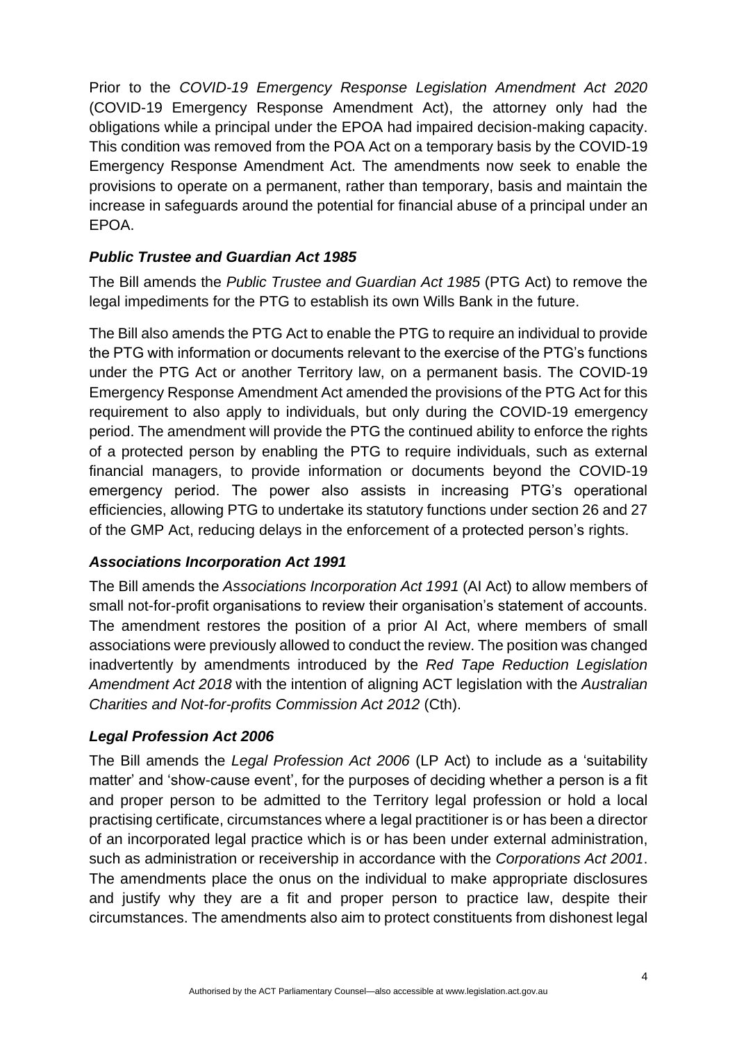Prior to the *COVID-19 Emergency Response Legislation Amendment Act 2020* (COVID-19 Emergency Response Amendment Act), the attorney only had the obligations while a principal under the EPOA had impaired decision-making capacity. This condition was removed from the POA Act on a temporary basis by the COVID-19 Emergency Response Amendment Act. The amendments now seek to enable the provisions to operate on a permanent, rather than temporary, basis and maintain the increase in safeguards around the potential for financial abuse of a principal under an EPOA.

### *Public Trustee and Guardian Act 1985*

The Bill amends the *Public Trustee and Guardian Act 1985* (PTG Act) to remove the legal impediments for the PTG to establish its own Wills Bank in the future.

The Bill also amends the PTG Act to enable the PTG to require an individual to provide the PTG with information or documents relevant to the exercise of the PTG's functions under the PTG Act or another Territory law, on a permanent basis. The COVID-19 Emergency Response Amendment Act amended the provisions of the PTG Act for this requirement to also apply to individuals, but only during the COVID-19 emergency period. The amendment will provide the PTG the continued ability to enforce the rights of a protected person by enabling the PTG to require individuals, such as external financial managers, to provide information or documents beyond the COVID-19 emergency period. The power also assists in increasing PTG's operational efficiencies, allowing PTG to undertake its statutory functions under section 26 and 27 of the GMP Act, reducing delays in the enforcement of a protected person's rights.

### *Associations Incorporation Act 1991*

The Bill amends the *Associations Incorporation Act 1991* (AI Act) to allow members of small not-for-profit organisations to review their organisation's statement of accounts. The amendment restores the position of a prior AI Act, where members of small associations were previously allowed to conduct the review. The position was changed inadvertently by amendments introduced by the *Red Tape Reduction Legislation Amendment Act 2018* with the intention of aligning ACT legislation with the *Australian Charities and Not-for-profits Commission Act 2012* (Cth).

### *Legal Profession Act 2006*

The Bill amends the *Legal Profession Act 2006* (LP Act) to include as a 'suitability matter' and 'show-cause event', for the purposes of deciding whether a person is a fit and proper person to be admitted to the Territory legal profession or hold a local practising certificate, circumstances where a legal practitioner is or has been a director of an incorporated legal practice which is or has been under external administration, such as administration or receivership in accordance with the *Corporations Act 2001*. The amendments place the onus on the individual to make appropriate disclosures and justify why they are a fit and proper person to practice law, despite their circumstances. The amendments also aim to protect constituents from dishonest legal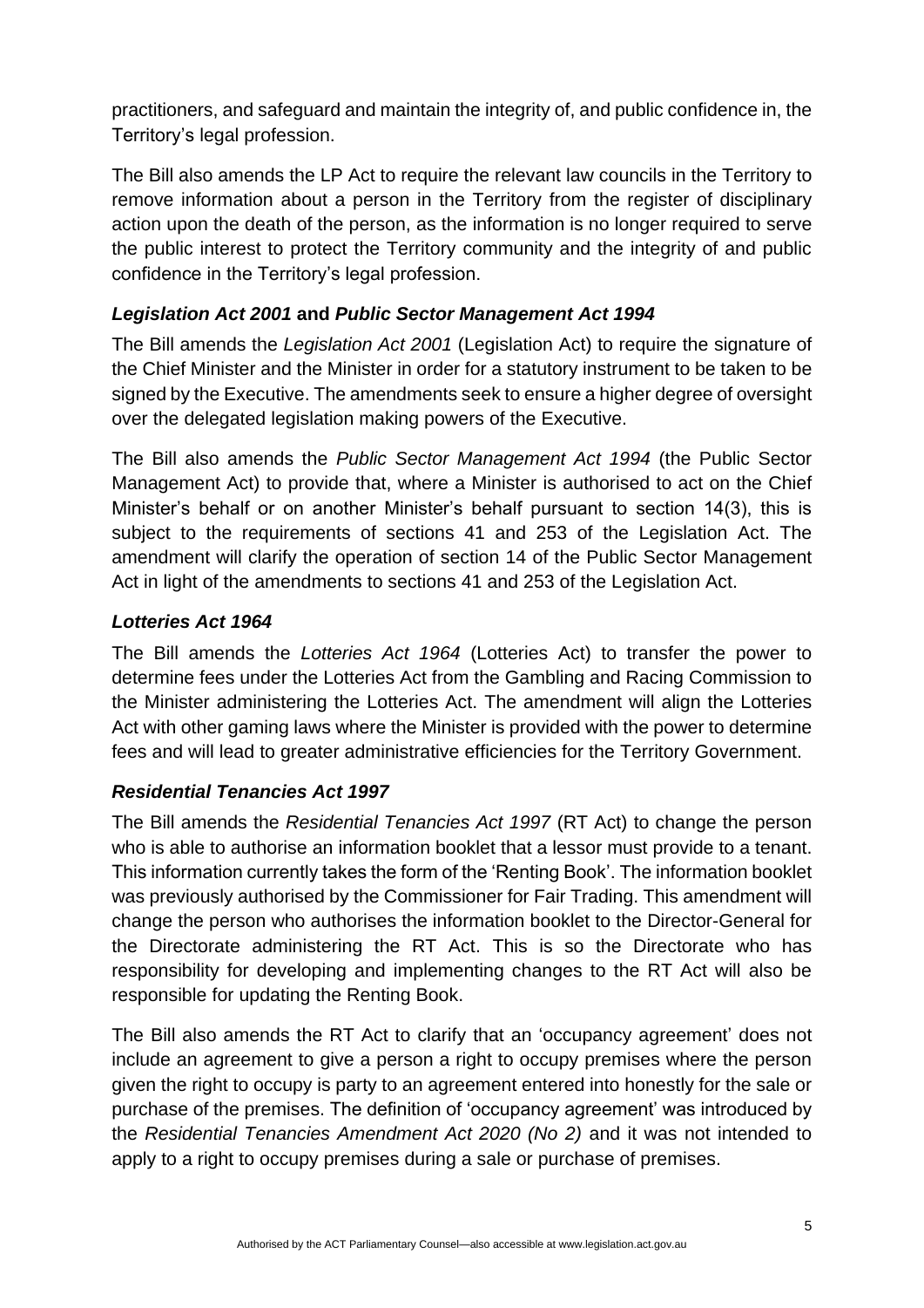practitioners, and safeguard and maintain the integrity of, and public confidence in, the Territory's legal profession.

The Bill also amends the LP Act to require the relevant law councils in the Territory to remove information about a person in the Territory from the register of disciplinary action upon the death of the person, as the information is no longer required to serve the public interest to protect the Territory community and the integrity of and public confidence in the Territory's legal profession.

### *Legislation Act 2001* and *Public Sector Management Act 1994*

The Bill amends the *Legislation Act 2001* (Legislation Act) to require the signature of the Chief Minister and the Minister in order for a statutory instrument to be taken to be signed by the Executive. The amendments seek to ensure a higher degree of oversight over the delegated legislation making powers of the Executive.

The Bill also amends the *Public Sector Management Act 1994* (the Public Sector Management Act) to provide that, where a Minister is authorised to act on the Chief Minister's behalf or on another Minister's behalf pursuant to section 14(3), this is subject to the requirements of sections 41 and 253 of the Legislation Act. The amendment will clarify the operation of section 14 of the Public Sector Management Act in light of the amendments to sections 41 and 253 of the Legislation Act.

### *Lotteries Act 1964*

The Bill amends the *Lotteries Act 1964* (Lotteries Act) to transfer the power to determine fees under the Lotteries Act from the Gambling and Racing Commission to the Minister administering the Lotteries Act. The amendment will align the Lotteries Act with other gaming laws where the Minister is provided with the power to determine fees and will lead to greater administrative efficiencies for the Territory Government.

### *Residential Tenancies Act 1997*

The Bill amends the *Residential Tenancies Act 1997* (RT Act) to change the person who is able to authorise an information booklet that a lessor must provide to a tenant. This information currently takes the form of the 'Renting Book'. The information booklet was previously authorised by the Commissioner for Fair Trading. This amendment will change the person who authorises the information booklet to the Director-General for the Directorate administering the RT Act. This is so the Directorate who has responsibility for developing and implementing changes to the RT Act will also be responsible for updating the Renting Book.

The Bill also amends the RT Act to clarify that an 'occupancy agreement' does not include an agreement to give a person a right to occupy premises where the person given the right to occupy is party to an agreement entered into honestly for the sale or purchase of the premises. The definition of 'occupancy agreement' was introduced by the *Residential Tenancies Amendment Act 2020 (No 2)* and it was not intended to apply to a right to occupy premises during a sale or purchase of premises.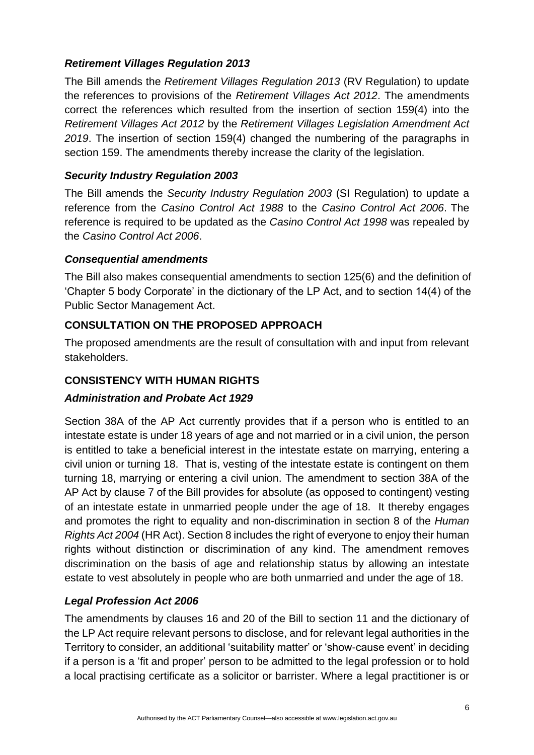### *Retirement Villages Regulation 2013*

The Bill amends the *Retirement Villages Regulation 2013* (RV Regulation) to update the references to provisions of the *Retirement Villages Act 2012*. The amendments correct the references which resulted from the insertion of section 159(4) into the *Retirement Villages Act 2012* by the *Retirement Villages Legislation Amendment Act 2019*. The insertion of section 159(4) changed the numbering of the paragraphs in section 159. The amendments thereby increase the clarity of the legislation.

### *Security Industry Regulation 2003*

The Bill amends the *Security Industry Regulation 2003* (SI Regulation) to update a reference from the *Casino Control Act 1988* to the *Casino Control Act 2006*. The reference is required to be updated as the *Casino Control Act 1998* was repealed by the *Casino Control Act 2006*.

### *Consequential amendments*

The Bill also makes consequential amendments to section 125(6) and the definition of 'Chapter 5 body Corporate' in the dictionary of the LP Act, and to section 14(4) of the Public Sector Management Act.

## CONSULTATION ON THE PROPOSED APPROACH

The proposed amendments are the result of consultation with and input from relevant stakeholders.

## CONSISTENCY WITH HUMAN RIGHTS

### *Administration and Probate Act 1929*

Section 38A of the AP Act currently provides that if a person who is entitled to an intestate estate is under 18 years of age and not married or in a civil union, the person is entitled to take a beneficial interest in the intestate estate on marrying, entering a civil union or turning 18. That is, vesting of the intestate estate is contingent on them turning 18, marrying or entering a civil union. The amendment to section 38A of the AP Act by clause 7 of the Bill provides for absolute (as opposed to contingent) vesting of an intestate estate in unmarried people under the age of 18. It thereby engages and promotes the right to equality and non-discrimination in section 8 of the *Human Rights Act 2004* (HR Act). Section 8 includes the right of everyone to enjoy their human rights without distinction or discrimination of any kind. The amendment removes discrimination on the basis of age and relationship status by allowing an intestate estate to vest absolutely in people who are both unmarried and under the age of 18.

### *Legal Profession Act 2006*

The amendments by clauses 16 and 20 of the Bill to section 11 and the dictionary of the LP Act require relevant persons to disclose, and for relevant legal authorities in the Territory to consider, an additional 'suitability matter' or 'show-cause event' in deciding if a person is a 'fit and proper' person to be admitted to the legal profession or to hold a local practising certificate as a solicitor or barrister. Where a legal practitioner is or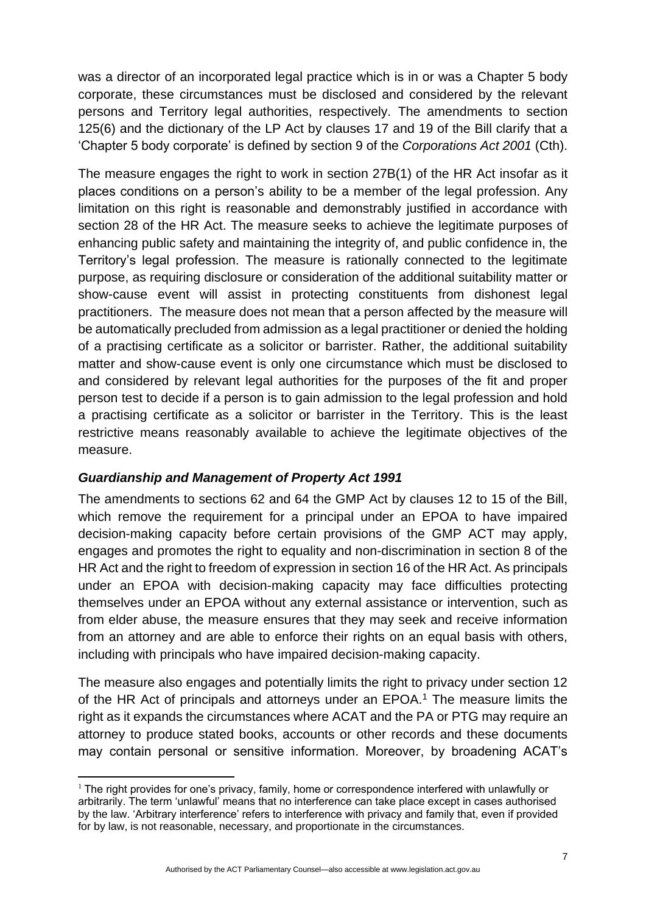was a director of an incorporated legal practice which is in or was a Chapter 5 body corporate, these circumstances must be disclosed and considered by the relevant persons and Territory legal authorities, respectively. The amendments to section 125(6) and the dictionary of the LP Act by clauses 17 and 19 of the Bill clarify that a 'Chapter 5 body corporate' is defined by section 9 of the *Corporations Act 2001* (Cth).

The measure engages the right to work in section 27B(1) of the HR Act insofar as it places conditions on a person's ability to be a member of the legal profession. Any limitation on this right is reasonable and demonstrably justified in accordance with section 28 of the HR Act. The measure seeks to achieve the legitimate purposes of enhancing public safety and maintaining the integrity of, and public confidence in, the Territory's legal profession. The measure is rationally connected to the legitimate purpose, as requiring disclosure or consideration of the additional suitability matter or show-cause event will assist in protecting constituents from dishonest legal practitioners. The measure does not mean that a person affected by the measure will be automatically precluded from admission as a legal practitioner or denied the holding of a practising certificate as a solicitor or barrister. Rather, the additional suitability matter and show-cause event is only one circumstance which must be disclosed to and considered by relevant legal authorities for the purposes of the fit and proper person test to decide if a person is to gain admission to the legal profession and hold a practising certificate as a solicitor or barrister in the Territory. This is the least restrictive means reasonably available to achieve the legitimate objectives of the measure.

### *Guardianship and Management of Property Act 1991*

The amendments to sections 62 and 64 the GMP Act by clauses 12 to 15 of the Bill, which remove the requirement for a principal under an EPOA to have impaired decision-making capacity before certain provisions of the GMP ACT may apply, engages and promotes the right to equality and non-discrimination in section 8 of the HR Act and the right to freedom of expression in section 16 of the HR Act. As principals under an EPOA with decision-making capacity may face difficulties protecting themselves under an EPOA without any external assistance or intervention, such as from elder abuse, the measure ensures that they may seek and receive information from an attorney and are able to enforce their rights on an equal basis with others, including with principals who have impaired decision-making capacity.

The measure also engages and potentially limits the right to privacy under section 12 of the HR Act of principals and attorneys under an EPOA.[1] The measure limits the right as it expands the circumstances where ACAT and the PA or PTG may require an attorney to produce stated books, accounts or other records and these documents may contain personal or sensitive information. Moreover, by broadening ACAT's

[1] The right provides for one's privacy, family, home or correspondence interfered with unlawfully or arbitrarily. The term 'unlawful' means that no interference can take place except in cases authorised by the law. 'Arbitrary interference' refers to interference with privacy and family that, even if provided for by law, is not reasonable, necessary, and proportionate in the circumstances.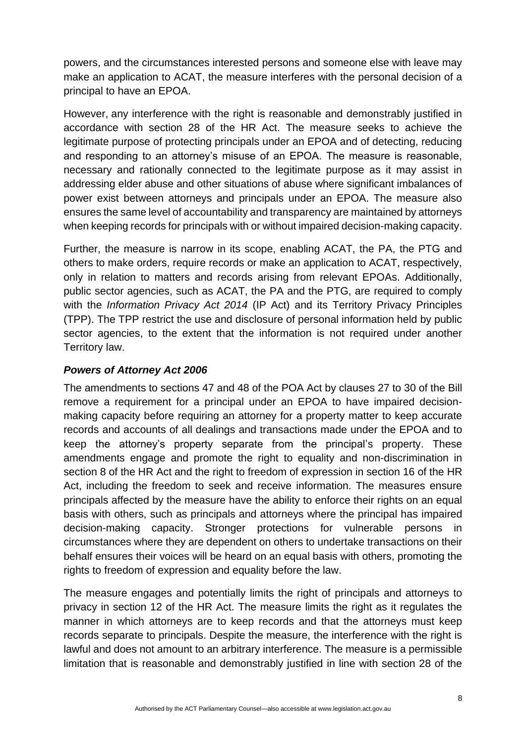powers, and the circumstances interested persons and someone else with leave may make an application to ACAT, the measure interferes with the personal decision of a principal to have an EPOA.

However, any interference with the right is reasonable and demonstrably justified in accordance with section 28 of the HR Act. The measure seeks to achieve the legitimate purpose of protecting principals under an EPOA and of detecting, reducing and responding to an attorney's misuse of an EPOA. The measure is reasonable, necessary and rationally connected to the legitimate purpose as it may assist in addressing elder abuse and other situations of abuse where significant imbalances of power exist between attorneys and principals under an EPOA. The measure also ensures the same level of accountability and transparency are maintained by attorneys when keeping records for principals with or without impaired decision-making capacity.

Further, the measure is narrow in its scope, enabling ACAT, the PA, the PTG and others to make orders, require records or make an application to ACAT, respectively, only in relation to matters and records arising from relevant EPOAs. Additionally, public sector agencies, such as ACAT, the PA and the PTG, are required to comply with the *Information Privacy Act 2014* (IP Act) and its Territory Privacy Principles (TPP). The TPP restrict the use and disclosure of personal information held by public sector agencies, to the extent that the information is not required under another Territory law.

### *Powers of Attorney Act 2006*

The amendments to sections 47 and 48 of the POA Act by clauses 27 to 30 of the Bill remove a requirement for a principal under an EPOA to have impaired decision-making capacity before requiring an attorney for a property matter to keep accurate records and accounts of all dealings and transactions made under the EPOA and to keep the attorney's property separate from the principal's property. These amendments engage and promote the right to equality and non-discrimination in section 8 of the HR Act and the right to freedom of expression in section 16 of the HR Act, including the freedom to seek and receive information. The measures ensure principals affected by the measure have the ability to enforce their rights on an equal basis with others, such as principals and attorneys where the principal has impaired decision-making capacity. Stronger protections for vulnerable persons in circumstances where they are dependent on others to undertake transactions on their behalf ensures their voices will be heard on an equal basis with others, promoting the rights to freedom of expression and equality before the law.

The measure engages and potentially limits the right of principals and attorneys to privacy in section 12 of the HR Act. The measure limits the right as it regulates the manner in which attorneys are to keep records and that the attorneys must keep records separate to principals. Despite the measure, the interference with the right is lawful and does not amount to an arbitrary interference. The measure is a permissible limitation that is reasonable and demonstrably justified in line with section 28 of the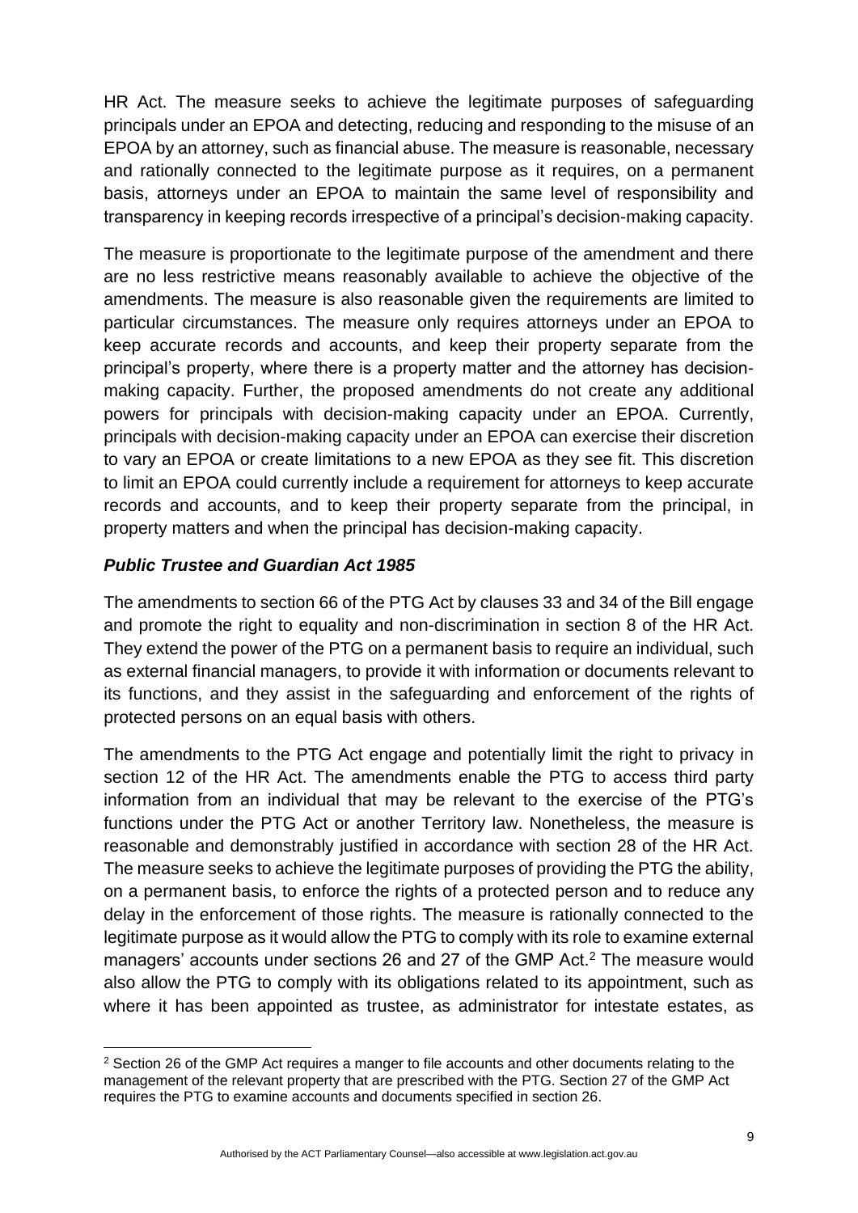HR Act. The measure seeks to achieve the legitimate purposes of safeguarding principals under an EPOA and detecting, reducing and responding to the misuse of an EPOA by an attorney, such as financial abuse. The measure is reasonable, necessary and rationally connected to the legitimate purpose as it requires, on a permanent basis, attorneys under an EPOA to maintain the same level of responsibility and transparency in keeping records irrespective of a principal's decision-making capacity.

The measure is proportionate to the legitimate purpose of the amendment and there are no less restrictive means reasonably available to achieve the objective of the amendments. The measure is also reasonable given the requirements are limited to particular circumstances. The measure only requires attorneys under an EPOA to keep accurate records and accounts, and keep their property separate from the principal's property, where there is a property matter and the attorney has decision-making capacity. Further, the proposed amendments do not create any additional powers for principals with decision-making capacity under an EPOA. Currently, principals with decision-making capacity under an EPOA can exercise their discretion to vary an EPOA or create limitations to a new EPOA as they see fit. This discretion to limit an EPOA could currently include a requirement for attorneys to keep accurate records and accounts, and to keep their property separate from the principal, in property matters and when the principal has decision-making capacity.

### *Public Trustee and Guardian Act 1985*

The amendments to section 66 of the PTG Act by clauses 33 and 34 of the Bill engage and promote the right to equality and non-discrimination in section 8 of the HR Act. They extend the power of the PTG on a permanent basis to require an individual, such as external financial managers, to provide it with information or documents relevant to its functions, and they assist in the safeguarding and enforcement of the rights of protected persons on an equal basis with others.

The amendments to the PTG Act engage and potentially limit the right to privacy in section 12 of the HR Act. The amendments enable the PTG to access third party information from an individual that may be relevant to the exercise of the PTG's functions under the PTG Act or another Territory law. Nonetheless, the measure is reasonable and demonstrably justified in accordance with section 28 of the HR Act. The measure seeks to achieve the legitimate purposes of providing the PTG the ability, on a permanent basis, to enforce the rights of a protected person and to reduce any delay in the enforcement of those rights. The measure is rationally connected to the legitimate purpose as it would allow the PTG to comply with its role to examine external managers' accounts under sections 26 and 27 of the GMP Act.[2] The measure would also allow the PTG to comply with its obligations related to its appointment, such as where it has been appointed as trustee, as administrator for intestate estates, as

[2] Section 26 of the GMP Act requires a manger to file accounts and other documents relating to the management of the relevant property that are prescribed with the PTG. Section 27 of the GMP Act requires the PTG to examine accounts and documents specified in section 26.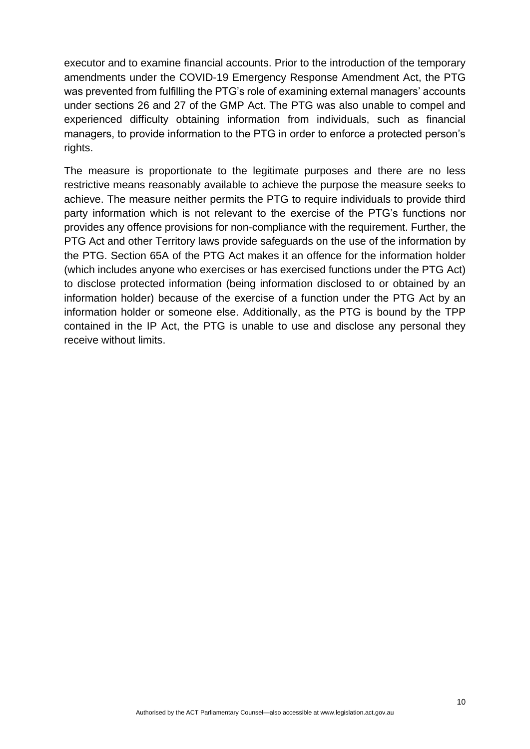executor and to examine financial accounts. Prior to the introduction of the temporary amendments under the COVID-19 Emergency Response Amendment Act, the PTG was prevented from fulfilling the PTG's role of examining external managers' accounts under sections 26 and 27 of the GMP Act. The PTG was also unable to compel and experienced difficulty obtaining information from individuals, such as financial managers, to provide information to the PTG in order to enforce a protected person's rights.

The measure is proportionate to the legitimate purposes and there are no less restrictive means reasonably available to achieve the purpose the measure seeks to achieve. The measure neither permits the PTG to require individuals to provide third party information which is not relevant to the exercise of the PTG's functions nor provides any offence provisions for non-compliance with the requirement. Further, the PTG Act and other Territory laws provide safeguards on the use of the information by the PTG. Section 65A of the PTG Act makes it an offence for the information holder (which includes anyone who exercises or has exercised functions under the PTG Act) to disclose protected information (being information disclosed to or obtained by an information holder) because of the exercise of a function under the PTG Act by an information holder or someone else. Additionally, as the PTG is bound by the TPP contained in the IP Act, the PTG is unable to use and disclose any personal they receive without limits.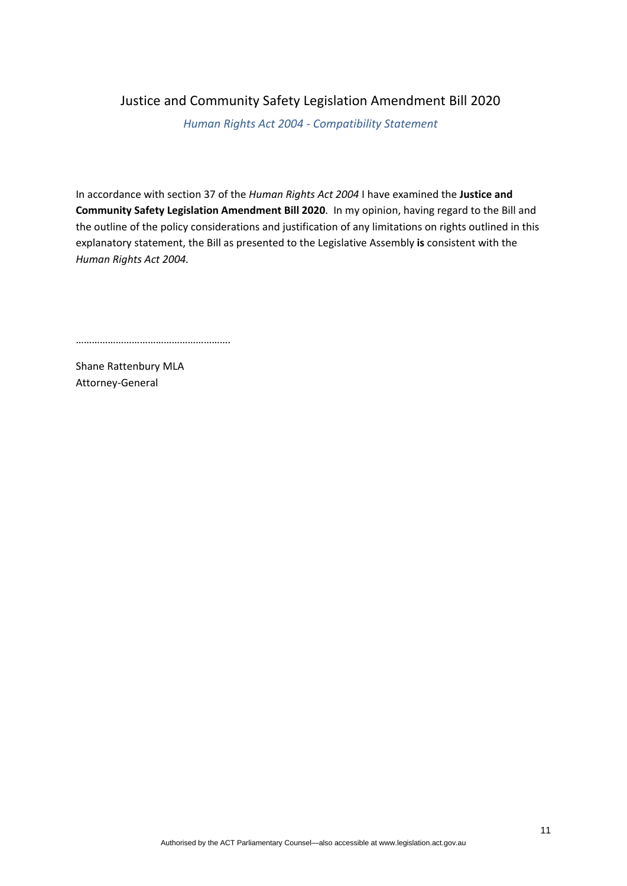# Justice and Community Safety Legislation Amendment Bill 2020

*Human Rights Act 2004 - Compatibility Statement*

In accordance with section 37 of the *Human Rights Act 2004* I have examined the **Justice and Community Safety Legislation Amendment Bill 2020**. In my opinion, having regard to the Bill and the outline of the policy considerations and justification of any limitations on rights outlined in this explanatory statement, the Bill as presented to the Legislative Assembly **is** consistent with the *Human Rights Act 2004.*

………………………………………………….

Shane Rattenbury MLA
Attorney-General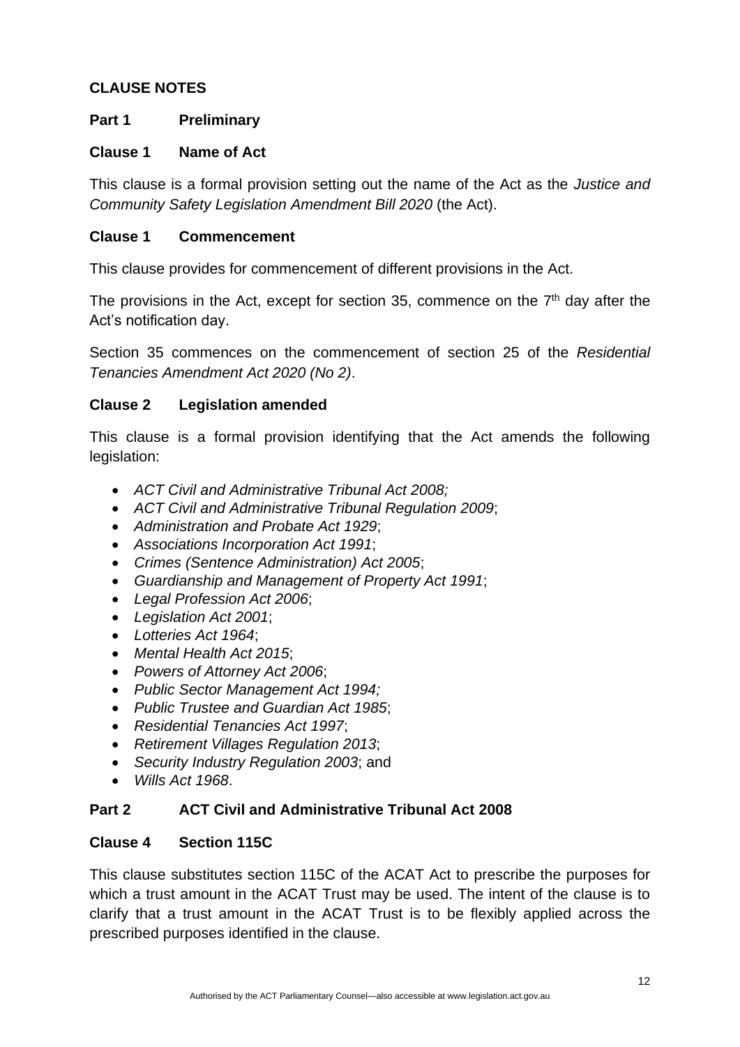**CLAUSE NOTES**

**Part 1 Preliminary**

**Clause 1 Name of Act**

This clause is a formal provision setting out the name of the Act as the *Justice and Community Safety Legislation Amendment Bill 2020* (the Act).

**Clause 1 Commencement**

This clause provides for commencement of different provisions in the Act.

The provisions in the Act, except for section 35, commence on the 7th day after the Act's notification day.

Section 35 commences on the commencement of section 25 of the *Residential Tenancies Amendment Act 2020 (No 2)*.

**Clause 2 Legislation amended**

This clause is a formal provision identifying that the Act amends the following legislation:

- *ACT Civil and Administrative Tribunal Act 2008;*
- *ACT Civil and Administrative Tribunal Regulation 2009*;
- *Administration and Probate Act 1929*;
- *Associations Incorporation Act 1991*;
- *Crimes (Sentence Administration) Act 2005*;
- *Guardianship and Management of Property Act 1991*;
- *Legal Profession Act 2006*;
- *Legislation Act 2001*;
- *Lotteries Act 1964*;
- *Mental Health Act 2015*;
- *Powers of Attorney Act 2006*;
- *Public Sector Management Act 1994;*
- *Public Trustee and Guardian Act 1985*;
- *Residential Tenancies Act 1997*;
- *Retirement Villages Regulation 2013*;
- *Security Industry Regulation 2003*; and
- *Wills Act 1968*.

**Part 2 ACT Civil and Administrative Tribunal Act 2008**

**Clause 4 Section 115C**

This clause substitutes section 115C of the ACAT Act to prescribe the purposes for which a trust amount in the ACAT Trust may be used. The intent of the clause is to clarify that a trust amount in the ACAT Trust is to be flexibly applied across the prescribed purposes identified in the clause.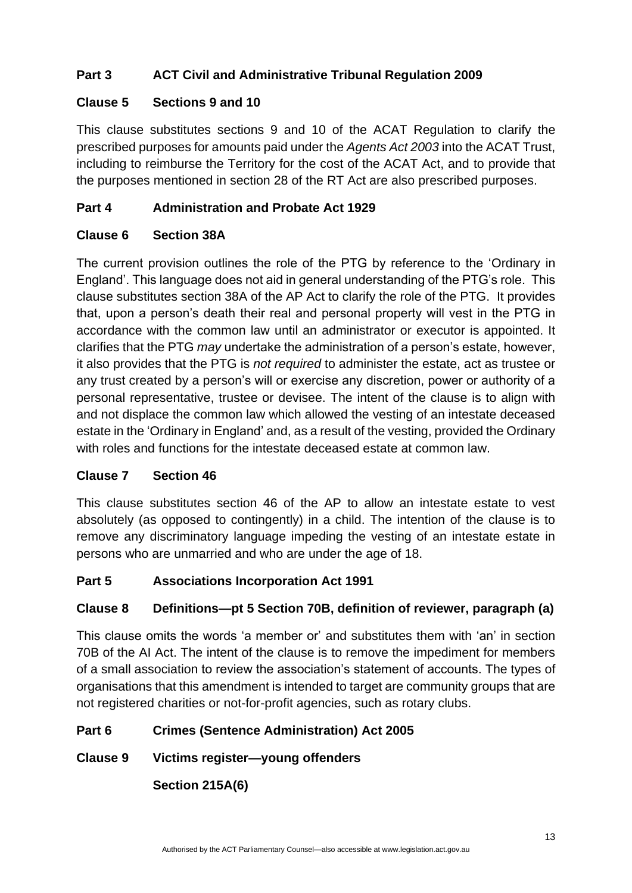## Part 3 ACT Civil and Administrative Tribunal Regulation 2009

### Clause 5 Sections 9 and 10

This clause substitutes sections 9 and 10 of the ACAT Regulation to clarify the prescribed purposes for amounts paid under the *Agents Act 2003* into the ACAT Trust, including to reimburse the Territory for the cost of the ACAT Act, and to provide that the purposes mentioned in section 28 of the RT Act are also prescribed purposes.

## Part 4 Administration and Probate Act 1929

### Clause 6 Section 38A

The current provision outlines the role of the PTG by reference to the 'Ordinary in England'. This language does not aid in general understanding of the PTG's role. This clause substitutes section 38A of the AP Act to clarify the role of the PTG. It provides that, upon a person's death their real and personal property will vest in the PTG in accordance with the common law until an administrator or executor is appointed. It clarifies that the PTG *may* undertake the administration of a person's estate, however, it also provides that the PTG is *not required* to administer the estate, act as trustee or any trust created by a person's will or exercise any discretion, power or authority of a personal representative, trustee or devisee. The intent of the clause is to align with and not displace the common law which allowed the vesting of an intestate deceased estate in the 'Ordinary in England' and, as a result of the vesting, provided the Ordinary with roles and functions for the intestate deceased estate at common law.

### Clause 7 Section 46

This clause substitutes section 46 of the AP to allow an intestate estate to vest absolutely (as opposed to contingently) in a child. The intention of the clause is to remove any discriminatory language impeding the vesting of an intestate estate in persons who are unmarried and who are under the age of 18.

## Part 5 Associations Incorporation Act 1991

### Clause 8 Definitions—pt 5 Section 70B, definition of reviewer, paragraph (a)

This clause omits the words 'a member or' and substitutes them with 'an' in section 70B of the AI Act. The intent of the clause is to remove the impediment for members of a small association to review the association's statement of accounts. The types of organisations that this amendment is intended to target are community groups that are not registered charities or not-for-profit agencies, such as rotary clubs.

## Part 6 Crimes (Sentence Administration) Act 2005

### Clause 9 Victims register—young offenders

### Section 215A(6)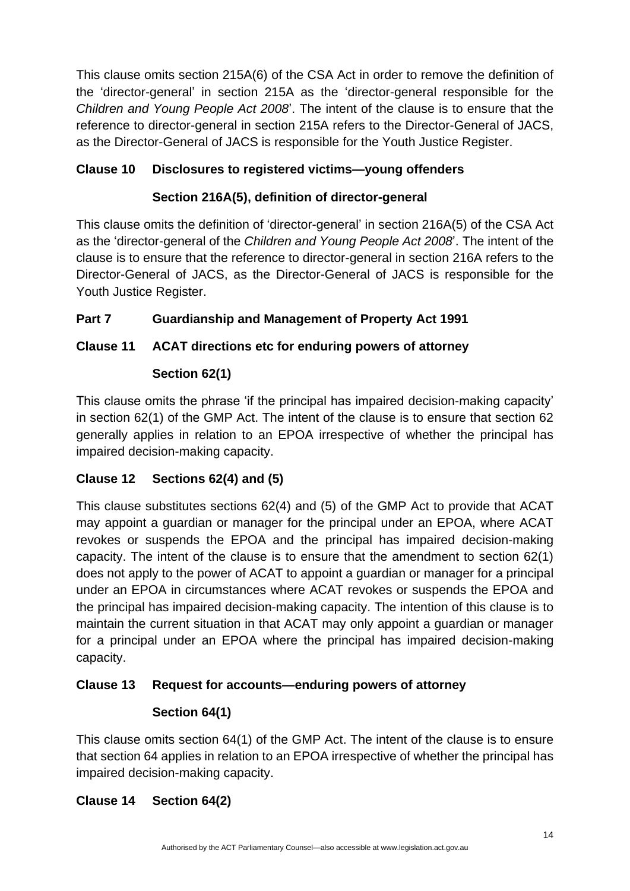This clause omits section 215A(6) of the CSA Act in order to remove the definition of the 'director-general' in section 215A as the 'director-general responsible for the *Children and Young People Act 2008*'. The intent of the clause is to ensure that the reference to director-general in section 215A refers to the Director-General of JACS, as the Director-General of JACS is responsible for the Youth Justice Register.

**Clause 10 Disclosures to registered victims—young offenders**

**Section 216A(5), definition of director-general**

This clause omits the definition of 'director-general' in section 216A(5) of the CSA Act as the 'director-general of the *Children and Young People Act 2008*'. The intent of the clause is to ensure that the reference to director-general in section 216A refers to the Director-General of JACS, as the Director-General of JACS is responsible for the Youth Justice Register.

## Part 7 Guardianship and Management of Property Act 1991

**Clause 11 ACAT directions etc for enduring powers of attorney**

**Section 62(1)**

This clause omits the phrase 'if the principal has impaired decision-making capacity' in section 62(1) of the GMP Act. The intent of the clause is to ensure that section 62 generally applies in relation to an EPOA irrespective of whether the principal has impaired decision-making capacity.

**Clause 12 Sections 62(4) and (5)**

This clause substitutes sections 62(4) and (5) of the GMP Act to provide that ACAT may appoint a guardian or manager for the principal under an EPOA, where ACAT revokes or suspends the EPOA and the principal has impaired decision-making capacity. The intent of the clause is to ensure that the amendment to section 62(1) does not apply to the power of ACAT to appoint a guardian or manager for a principal under an EPOA in circumstances where ACAT revokes or suspends the EPOA and the principal has impaired decision-making capacity. The intention of this clause is to maintain the current situation in that ACAT may only appoint a guardian or manager for a principal under an EPOA where the principal has impaired decision-making capacity.

**Clause 13 Request for accounts—enduring powers of attorney**

**Section 64(1)**

This clause omits section 64(1) of the GMP Act. The intent of the clause is to ensure that section 64 applies in relation to an EPOA irrespective of whether the principal has impaired decision-making capacity.

**Clause 14 Section 64(2)**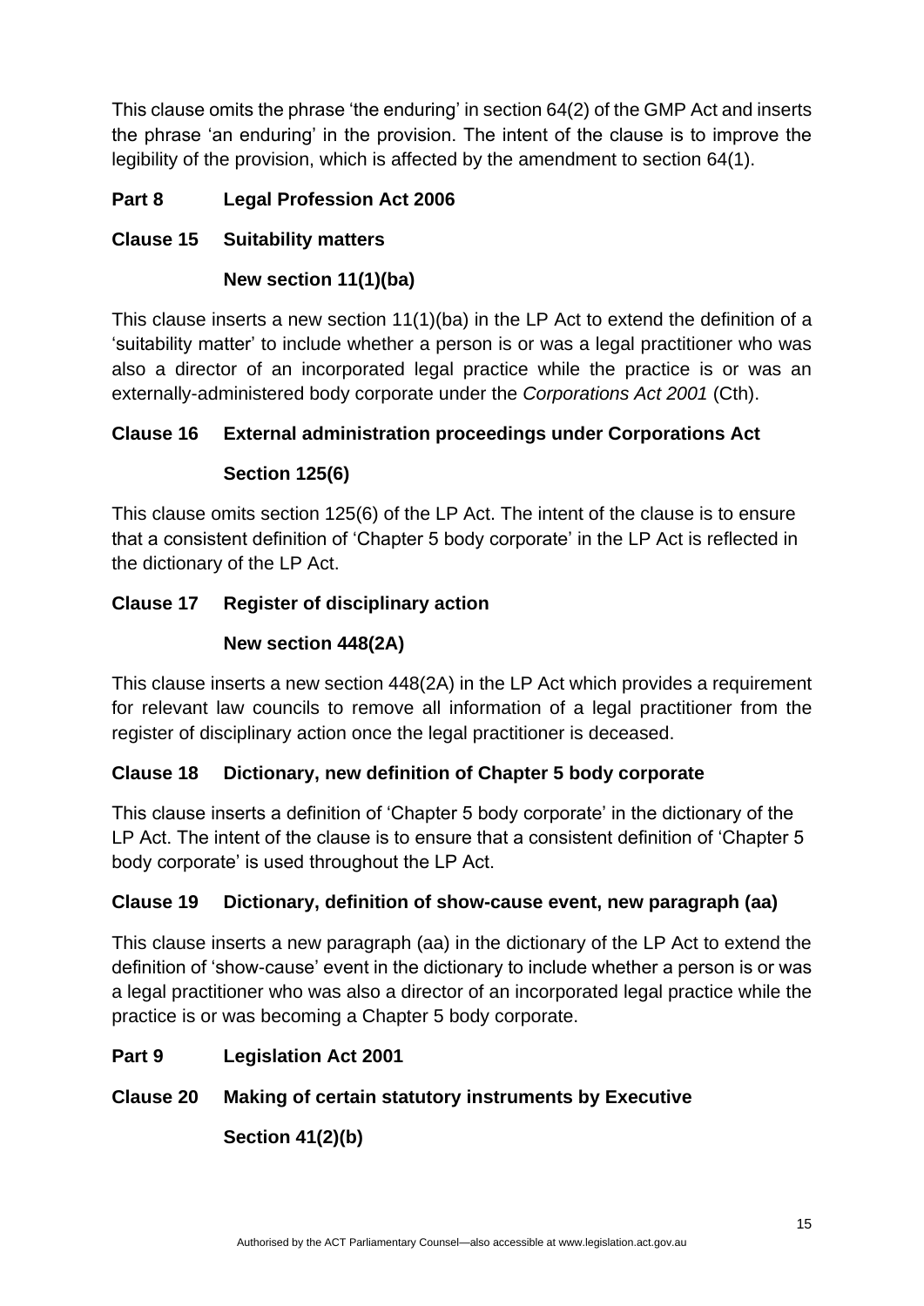This clause omits the phrase 'the enduring' in section 64(2) of the GMP Act and inserts the phrase 'an enduring' in the provision. The intent of the clause is to improve the legibility of the provision, which is affected by the amendment to section 64(1).

## Part 8 Legal Profession Act 2006

### Clause 15 Suitability matters

**New section 11(1)(ba)**

This clause inserts a new section 11(1)(ba) in the LP Act to extend the definition of a 'suitability matter' to include whether a person is or was a legal practitioner who was also a director of an incorporated legal practice while the practice is or was an externally-administered body corporate under the *Corporations Act 2001* (Cth).

### Clause 16 External administration proceedings under Corporations Act

**Section 125(6)**

This clause omits section 125(6) of the LP Act. The intent of the clause is to ensure that a consistent definition of 'Chapter 5 body corporate' in the LP Act is reflected in the dictionary of the LP Act.

### Clause 17 Register of disciplinary action

**New section 448(2A)**

This clause inserts a new section 448(2A) in the LP Act which provides a requirement for relevant law councils to remove all information of a legal practitioner from the register of disciplinary action once the legal practitioner is deceased.

### Clause 18 Dictionary, new definition of Chapter 5 body corporate

This clause inserts a definition of 'Chapter 5 body corporate' in the dictionary of the LP Act. The intent of the clause is to ensure that a consistent definition of 'Chapter 5 body corporate' is used throughout the LP Act.

### Clause 19 Dictionary, definition of show-cause event, new paragraph (aa)

This clause inserts a new paragraph (aa) in the dictionary of the LP Act to extend the definition of 'show-cause' event in the dictionary to include whether a person is or was a legal practitioner who was also a director of an incorporated legal practice while the practice is or was becoming a Chapter 5 body corporate.

## Part 9 Legislation Act 2001

### Clause 20 Making of certain statutory instruments by Executive

**Section 41(2)(b)**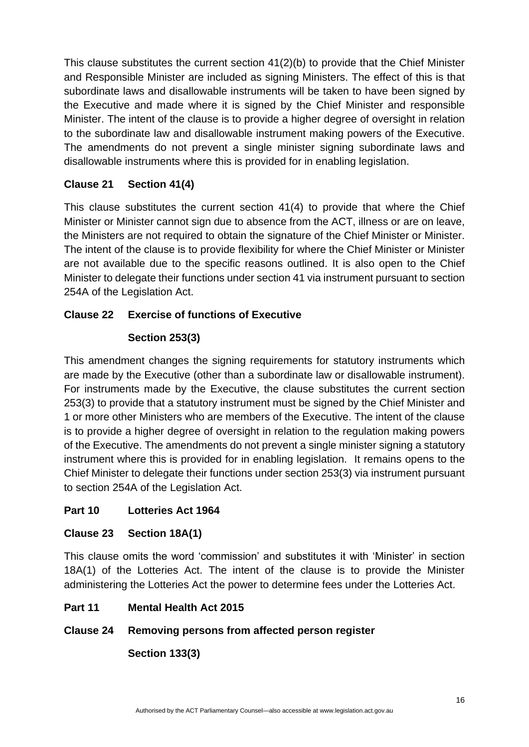This clause substitutes the current section 41(2)(b) to provide that the Chief Minister and Responsible Minister are included as signing Ministers. The effect of this is that subordinate laws and disallowable instruments will be taken to have been signed by the Executive and made where it is signed by the Chief Minister and responsible Minister. The intent of the clause is to provide a higher degree of oversight in relation to the subordinate law and disallowable instrument making powers of the Executive. The amendments do not prevent a single minister signing subordinate laws and disallowable instruments where this is provided for in enabling legislation.

### Clause 21 Section 41(4)

This clause substitutes the current section 41(4) to provide that where the Chief Minister or Minister cannot sign due to absence from the ACT, illness or are on leave, the Ministers are not required to obtain the signature of the Chief Minister or Minister. The intent of the clause is to provide flexibility for where the Chief Minister or Minister are not available due to the specific reasons outlined. It is also open to the Chief Minister to delegate their functions under section 41 via instrument pursuant to section 254A of the Legislation Act.

### Clause 22 Exercise of functions of Executive

### Section 253(3)

This amendment changes the signing requirements for statutory instruments which are made by the Executive (other than a subordinate law or disallowable instrument). For instruments made by the Executive, the clause substitutes the current section 253(3) to provide that a statutory instrument must be signed by the Chief Minister and 1 or more other Ministers who are members of the Executive. The intent of the clause is to provide a higher degree of oversight in relation to the regulation making powers of the Executive. The amendments do not prevent a single minister signing a statutory instrument where this is provided for in enabling legislation. It remains opens to the Chief Minister to delegate their functions under section 253(3) via instrument pursuant to section 254A of the Legislation Act.

## Part 10 Lotteries Act 1964

### Clause 23 Section 18A(1)

This clause omits the word 'commission' and substitutes it with 'Minister' in section 18A(1) of the Lotteries Act. The intent of the clause is to provide the Minister administering the Lotteries Act the power to determine fees under the Lotteries Act.

## Part 11 Mental Health Act 2015

### Clause 24 Removing persons from affected person register

### Section 133(3)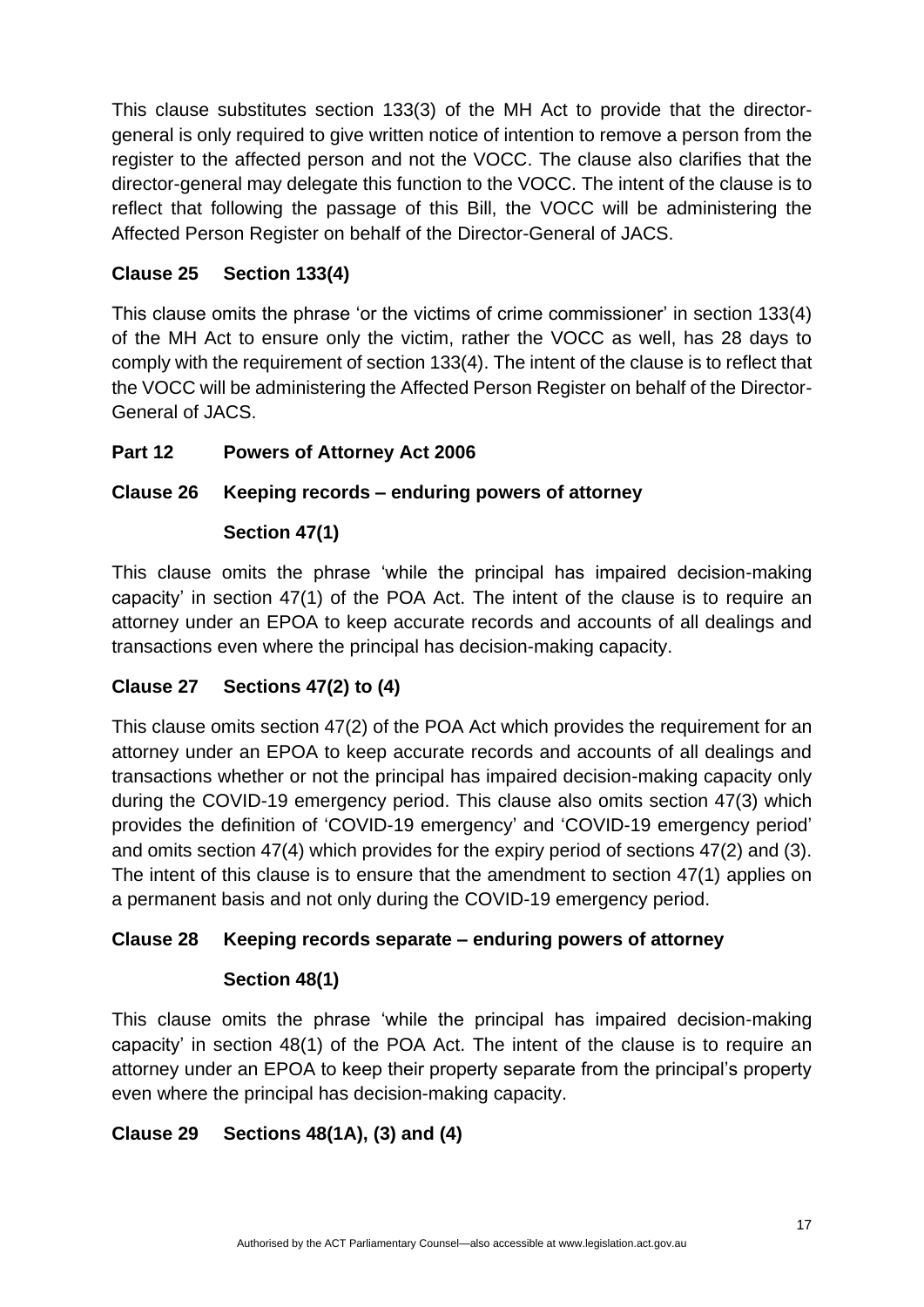This clause substitutes section 133(3) of the MH Act to provide that the director-general is only required to give written notice of intention to remove a person from the register to the affected person and not the VOCC. The clause also clarifies that the director-general may delegate this function to the VOCC. The intent of the clause is to reflect that following the passage of this Bill, the VOCC will be administering the Affected Person Register on behalf of the Director-General of JACS.

### Clause 25 Section 133(4)

This clause omits the phrase 'or the victims of crime commissioner' in section 133(4) of the MH Act to ensure only the victim, rather the VOCC as well, has 28 days to comply with the requirement of section 133(4). The intent of the clause is to reflect that the VOCC will be administering the Affected Person Register on behalf of the Director-General of JACS.

## Part 12 Powers of Attorney Act 2006

### Clause 26 Keeping records – enduring powers of attorney

### Section 47(1)

This clause omits the phrase 'while the principal has impaired decision-making capacity' in section 47(1) of the POA Act. The intent of the clause is to require an attorney under an EPOA to keep accurate records and accounts of all dealings and transactions even where the principal has decision-making capacity.

### Clause 27 Sections 47(2) to (4)

This clause omits section 47(2) of the POA Act which provides the requirement for an attorney under an EPOA to keep accurate records and accounts of all dealings and transactions whether or not the principal has impaired decision-making capacity only during the COVID-19 emergency period. This clause also omits section 47(3) which provides the definition of 'COVID-19 emergency' and 'COVID-19 emergency period' and omits section 47(4) which provides for the expiry period of sections 47(2) and (3). The intent of this clause is to ensure that the amendment to section 47(1) applies on a permanent basis and not only during the COVID-19 emergency period.

### Clause 28 Keeping records separate – enduring powers of attorney

### Section 48(1)

This clause omits the phrase 'while the principal has impaired decision-making capacity' in section 48(1) of the POA Act. The intent of the clause is to require an attorney under an EPOA to keep their property separate from the principal's property even where the principal has decision-making capacity.

### Clause 29 Sections 48(1A), (3) and (4)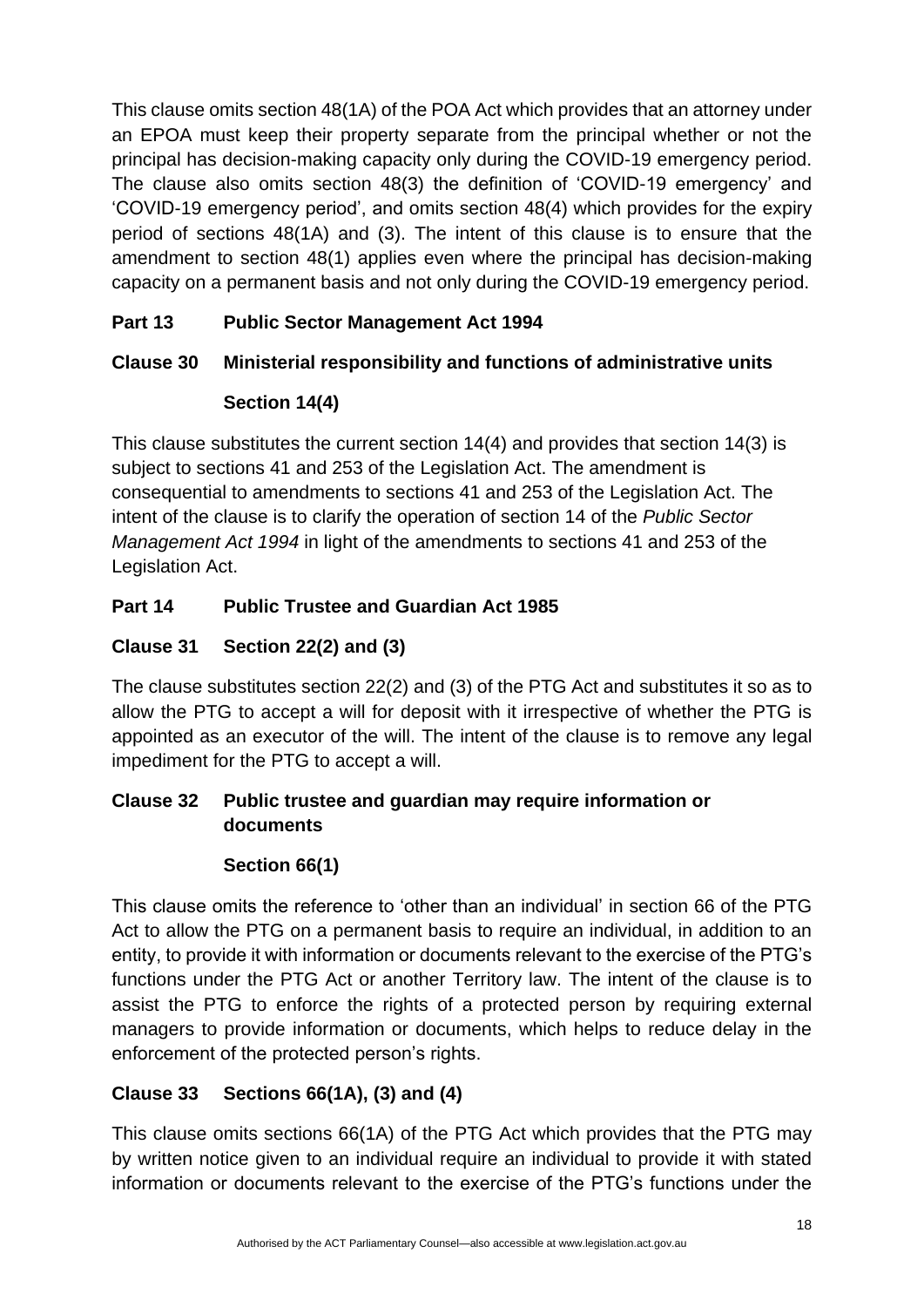This clause omits section 48(1A) of the POA Act which provides that an attorney under an EPOA must keep their property separate from the principal whether or not the principal has decision-making capacity only during the COVID-19 emergency period. The clause also omits section 48(3) the definition of 'COVID-19 emergency' and 'COVID-19 emergency period', and omits section 48(4) which provides for the expiry period of sections 48(1A) and (3). The intent of this clause is to ensure that the amendment to section 48(1) applies even where the principal has decision-making capacity on a permanent basis and not only during the COVID-19 emergency period.

## Part 13 Public Sector Management Act 1994

### Clause 30 Ministerial responsibility and functions of administrative units

### Section 14(4)

This clause substitutes the current section 14(4) and provides that section 14(3) is subject to sections 41 and 253 of the Legislation Act. The amendment is consequential to amendments to sections 41 and 253 of the Legislation Act. The intent of the clause is to clarify the operation of section 14 of the *Public Sector Management Act 1994* in light of the amendments to sections 41 and 253 of the Legislation Act.

## Part 14 Public Trustee and Guardian Act 1985

### Clause 31 Section 22(2) and (3)

The clause substitutes section 22(2) and (3) of the PTG Act and substitutes it so as to allow the PTG to accept a will for deposit with it irrespective of whether the PTG is appointed as an executor of the will. The intent of the clause is to remove any legal impediment for the PTG to accept a will.

### Clause 32 Public trustee and guardian may require information or documents

### Section 66(1)

This clause omits the reference to 'other than an individual' in section 66 of the PTG Act to allow the PTG on a permanent basis to require an individual, in addition to an entity, to provide it with information or documents relevant to the exercise of the PTG's functions under the PTG Act or another Territory law. The intent of the clause is to assist the PTG to enforce the rights of a protected person by requiring external managers to provide information or documents, which helps to reduce delay in the enforcement of the protected person's rights.

### Clause 33 Sections 66(1A), (3) and (4)

This clause omits sections 66(1A) of the PTG Act which provides that the PTG may by written notice given to an individual require an individual to provide it with stated information or documents relevant to the exercise of the PTG's functions under the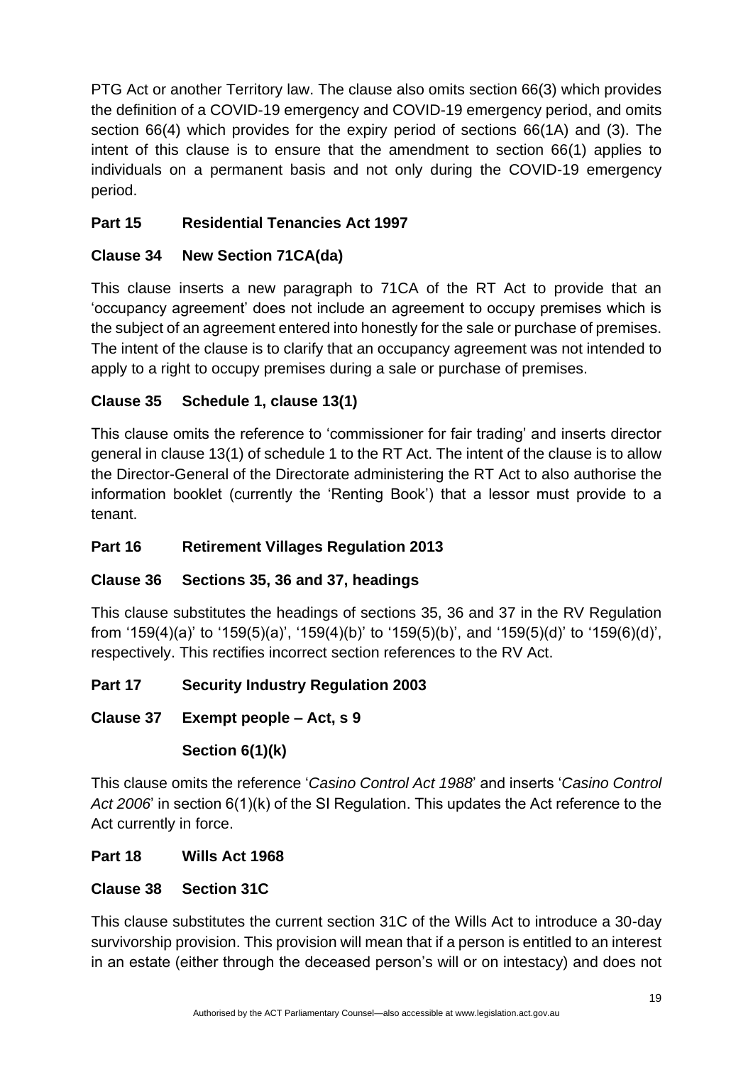PTG Act or another Territory law. The clause also omits section 66(3) which provides the definition of a COVID-19 emergency and COVID-19 emergency period, and omits section 66(4) which provides for the expiry period of sections 66(1A) and (3). The intent of this clause is to ensure that the amendment to section 66(1) applies to individuals on a permanent basis and not only during the COVID-19 emergency period.

### Part 15 Residential Tenancies Act 1997

#### Clause 34 New Section 71CA(da)

This clause inserts a new paragraph to 71CA of the RT Act to provide that an 'occupancy agreement' does not include an agreement to occupy premises which is the subject of an agreement entered into honestly for the sale or purchase of premises. The intent of the clause is to clarify that an occupancy agreement was not intended to apply to a right to occupy premises during a sale or purchase of premises.

#### Clause 35 Schedule 1, clause 13(1)

This clause omits the reference to 'commissioner for fair trading' and inserts director general in clause 13(1) of schedule 1 to the RT Act. The intent of the clause is to allow the Director-General of the Directorate administering the RT Act to also authorise the information booklet (currently the 'Renting Book') that a lessor must provide to a tenant.

### Part 16 Retirement Villages Regulation 2013

#### Clause 36 Sections 35, 36 and 37, headings

This clause substitutes the headings of sections 35, 36 and 37 in the RV Regulation from '159(4)(a)' to '159(5)(a)', '159(4)(b)' to '159(5)(b)', and '159(5)(d)' to '159(6)(d)', respectively. This rectifies incorrect section references to the RV Act.

### Part 17 Security Industry Regulation 2003

#### Clause 37 Exempt people – Act, s 9

#### Section 6(1)(k)

This clause omits the reference '*Casino Control Act 1988*' and inserts '*Casino Control Act 2006*' in section 6(1)(k) of the SI Regulation. This updates the Act reference to the Act currently in force.

### Part 18 Wills Act 1968

#### Clause 38 Section 31C

This clause substitutes the current section 31C of the Wills Act to introduce a 30-day survivorship provision. This provision will mean that if a person is entitled to an interest in an estate (either through the deceased person's will or on intestacy) and does not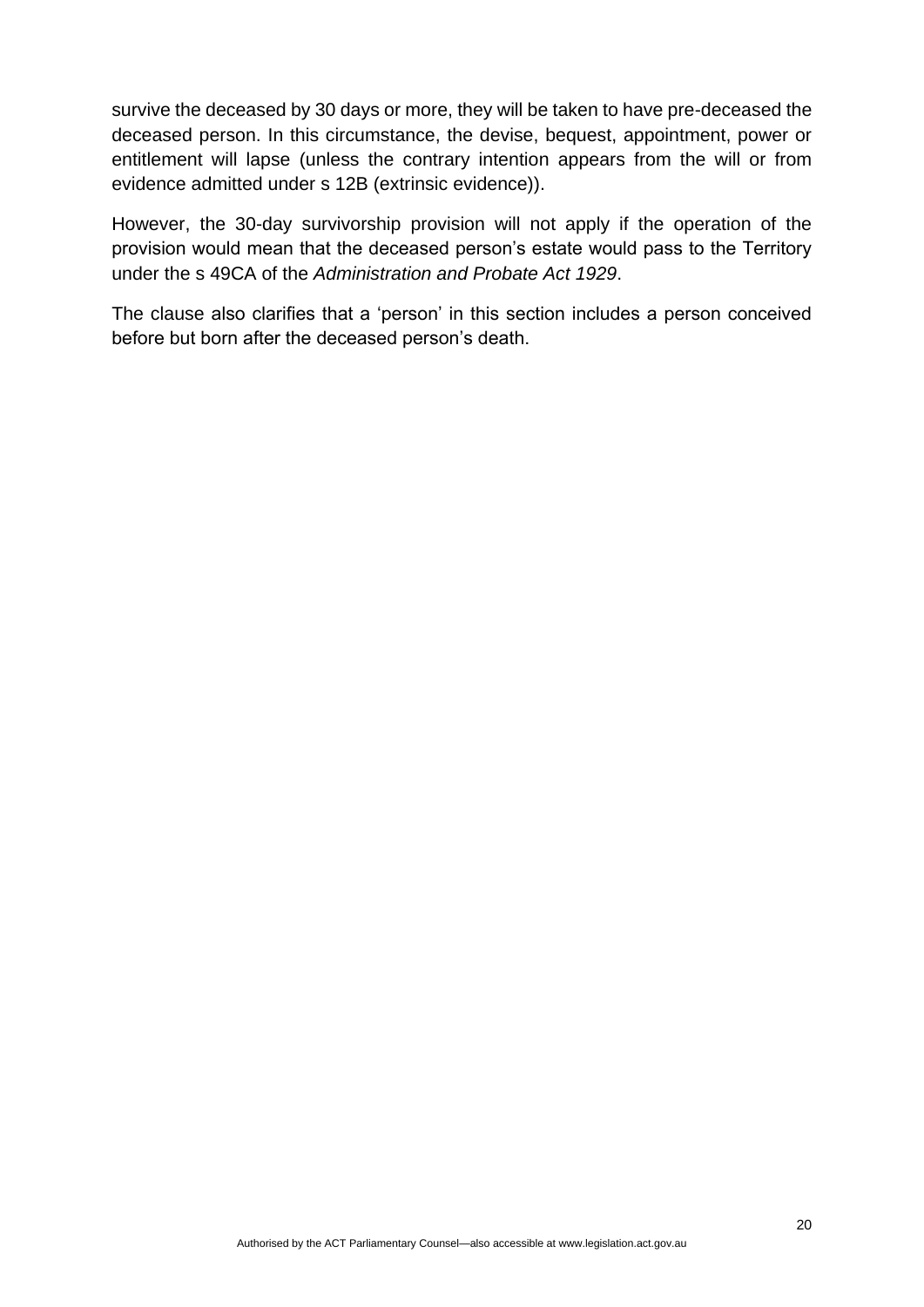survive the deceased by 30 days or more, they will be taken to have pre-deceased the deceased person. In this circumstance, the devise, bequest, appointment, power or entitlement will lapse (unless the contrary intention appears from the will or from evidence admitted under s 12B (extrinsic evidence)).

However, the 30-day survivorship provision will not apply if the operation of the provision would mean that the deceased person's estate would pass to the Territory under the s 49CA of the *Administration and Probate Act 1929*.

The clause also clarifies that a 'person' in this section includes a person conceived before but born after the deceased person's death.